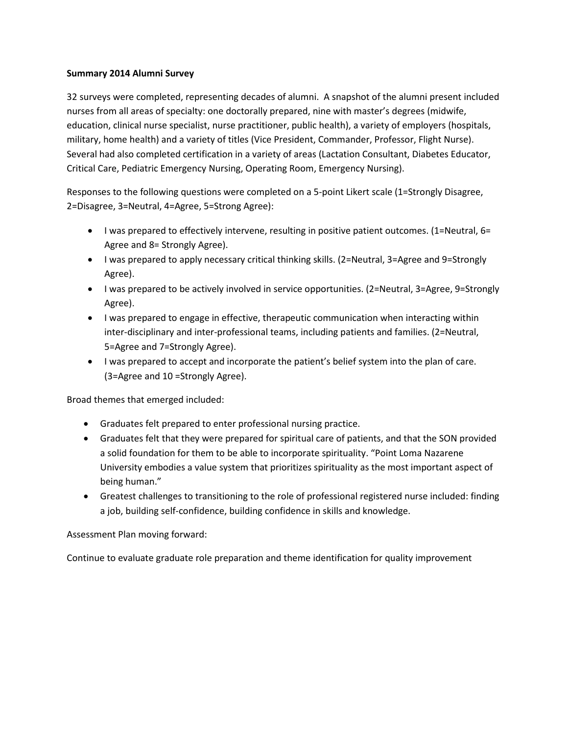**Summary 2014 Alumni Survey**

32 surveys were completed, representing decades of alumni. A snapshot of the alumni present included nurses from all areas of specialty: one doctorally prepared, nine with master's degrees (midwife, education, clinical nurse specialist, nurse practitioner, public health), a variety of employers (hospitals, military, home health) and a variety of titles (Vice President, Commander, Professor, Flight Nurse). Several had also completed certification in a variety of areas (Lactation Consultant, Diabetes Educator, Critical Care, Pediatric Emergency Nursing, Operating Room, Emergency Nursing).

Responses to the following questions were completed on a 5-point Likert scale (1=Strongly Disagree, 2=Disagree, 3=Neutral, 4=Agree, 5=Strong Agree):

- I was prepared to effectively intervene, resulting in positive patient outcomes. (1=Neutral, 6= Agree and 8= Strongly Agree).
- I was prepared to apply necessary critical thinking skills. (2=Neutral, 3=Agree and 9=Strongly Agree).
- I was prepared to be actively involved in service opportunities. (2=Neutral, 3=Agree, 9=Strongly Agree).
- I was prepared to engage in effective, therapeutic communication when interacting within inter-disciplinary and inter-professional teams, including patients and families. (2=Neutral, 5=Agree and 7=Strongly Agree).
- I was prepared to accept and incorporate the patient's belief system into the plan of care. (3=Agree and 10 =Strongly Agree).

Broad themes that emerged included:

- Graduates felt prepared to enter professional nursing practice.
- Graduates felt that they were prepared for spiritual care of patients, and that the SON provided a solid foundation for them to be able to incorporate spirituality. "Point Loma Nazarene University embodies a value system that prioritizes spirituality as the most important aspect of being human."
- Greatest challenges to transitioning to the role of professional registered nurse included: finding a job, building self-confidence, building confidence in skills and knowledge.

Assessment Plan moving forward:

Continue to evaluate graduate role preparation and theme identification for quality improvement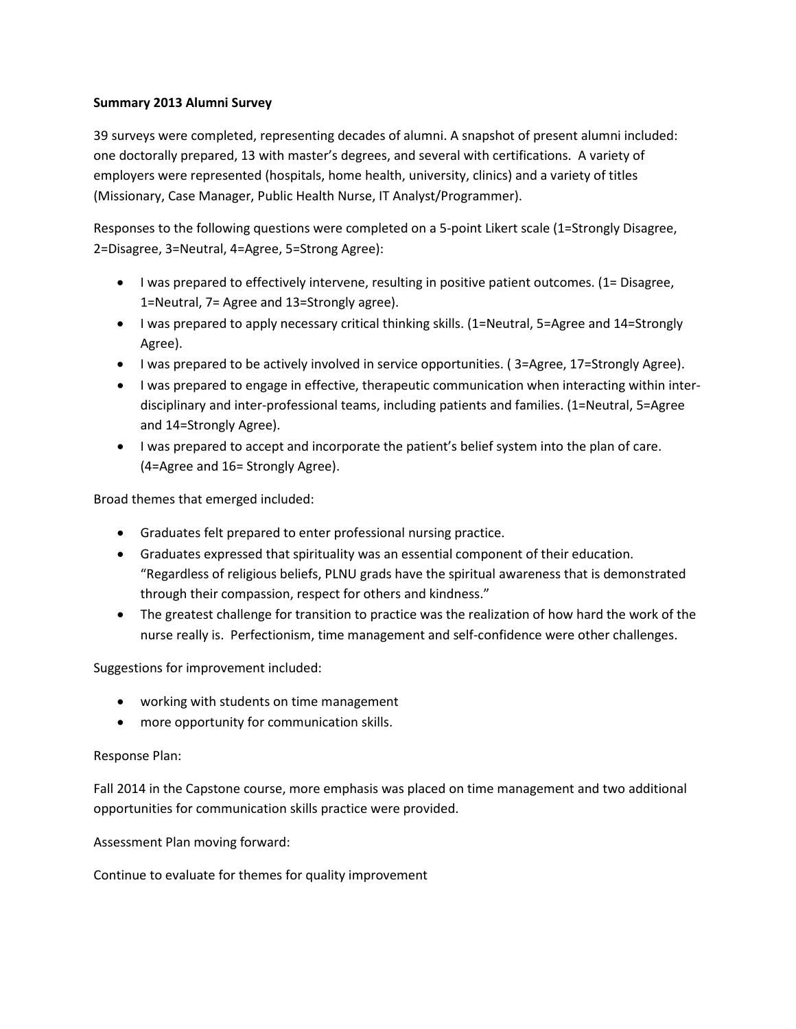**Summary 2013 Alumni Survey**

39 surveys were completed, representing decades of alumni. A snapshot of present alumni included: one doctorally prepared, 13 with master's degrees, and several with certifications. A variety of employers were represented (hospitals, home health, university, clinics) and a variety of titles (Missionary, Case Manager, Public Health Nurse, IT Analyst/Programmer).

Responses to the following questions were completed on a 5-point Likert scale (1=Strongly Disagree, 2=Disagree, 3=Neutral, 4=Agree, 5=Strong Agree):

- I was prepared to effectively intervene, resulting in positive patient outcomes. (1= Disagree, 1=Neutral, 7= Agree and 13=Strongly agree).
- I was prepared to apply necessary critical thinking skills. (1=Neutral, 5=Agree and 14=Strongly Agree).
- I was prepared to be actively involved in service opportunities. ( 3=Agree, 17=Strongly Agree).
- I was prepared to engage in effective, therapeutic communication when interacting within inter-disciplinary and inter-professional teams, including patients and families. (1=Neutral, 5=Agree and 14=Strongly Agree).
- I was prepared to accept and incorporate the patient's belief system into the plan of care. (4=Agree and 16= Strongly Agree).

Broad themes that emerged included:

- Graduates felt prepared to enter professional nursing practice.
- Graduates expressed that spirituality was an essential component of their education. "Regardless of religious beliefs, PLNU grads have the spiritual awareness that is demonstrated through their compassion, respect for others and kindness."
- The greatest challenge for transition to practice was the realization of how hard the work of the nurse really is. Perfectionism, time management and self-confidence were other challenges.

Suggestions for improvement included:

- working with students on time management
- more opportunity for communication skills.

Response Plan:

Fall 2014 in the Capstone course, more emphasis was placed on time management and two additional opportunities for communication skills practice were provided.

Assessment Plan moving forward:

Continue to evaluate for themes for quality improvement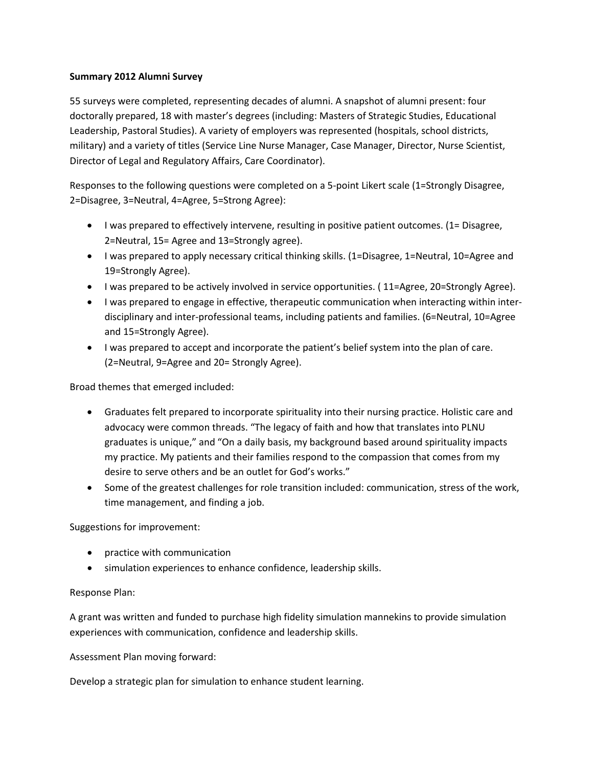**Summary 2012 Alumni Survey**

55 surveys were completed, representing decades of alumni. A snapshot of alumni present: four doctorally prepared, 18 with master's degrees (including: Masters of Strategic Studies, Educational Leadership, Pastoral Studies). A variety of employers was represented (hospitals, school districts, military) and a variety of titles (Service Line Nurse Manager, Case Manager, Director, Nurse Scientist, Director of Legal and Regulatory Affairs, Care Coordinator).

Responses to the following questions were completed on a 5-point Likert scale (1=Strongly Disagree, 2=Disagree, 3=Neutral, 4=Agree, 5=Strong Agree):

- I was prepared to effectively intervene, resulting in positive patient outcomes. (1= Disagree, 2=Neutral, 15= Agree and 13=Strongly agree).
- I was prepared to apply necessary critical thinking skills. (1=Disagree, 1=Neutral, 10=Agree and 19=Strongly Agree).
- I was prepared to be actively involved in service opportunities. ( 11=Agree, 20=Strongly Agree).
- I was prepared to engage in effective, therapeutic communication when interacting within inter-disciplinary and inter-professional teams, including patients and families. (6=Neutral, 10=Agree and 15=Strongly Agree).
- I was prepared to accept and incorporate the patient's belief system into the plan of care. (2=Neutral, 9=Agree and 20= Strongly Agree).

Broad themes that emerged included:

- Graduates felt prepared to incorporate spirituality into their nursing practice. Holistic care and advocacy were common threads. "The legacy of faith and how that translates into PLNU graduates is unique," and "On a daily basis, my background based around spirituality impacts my practice. My patients and their families respond to the compassion that comes from my desire to serve others and be an outlet for God's works."
- Some of the greatest challenges for role transition included: communication, stress of the work, time management, and finding a job.

Suggestions for improvement:

- practice with communication
- simulation experiences to enhance confidence, leadership skills.

Response Plan:

A grant was written and funded to purchase high fidelity simulation mannekins to provide simulation experiences with communication, confidence and leadership skills.

Assessment Plan moving forward:

Develop a strategic plan for simulation to enhance student learning.